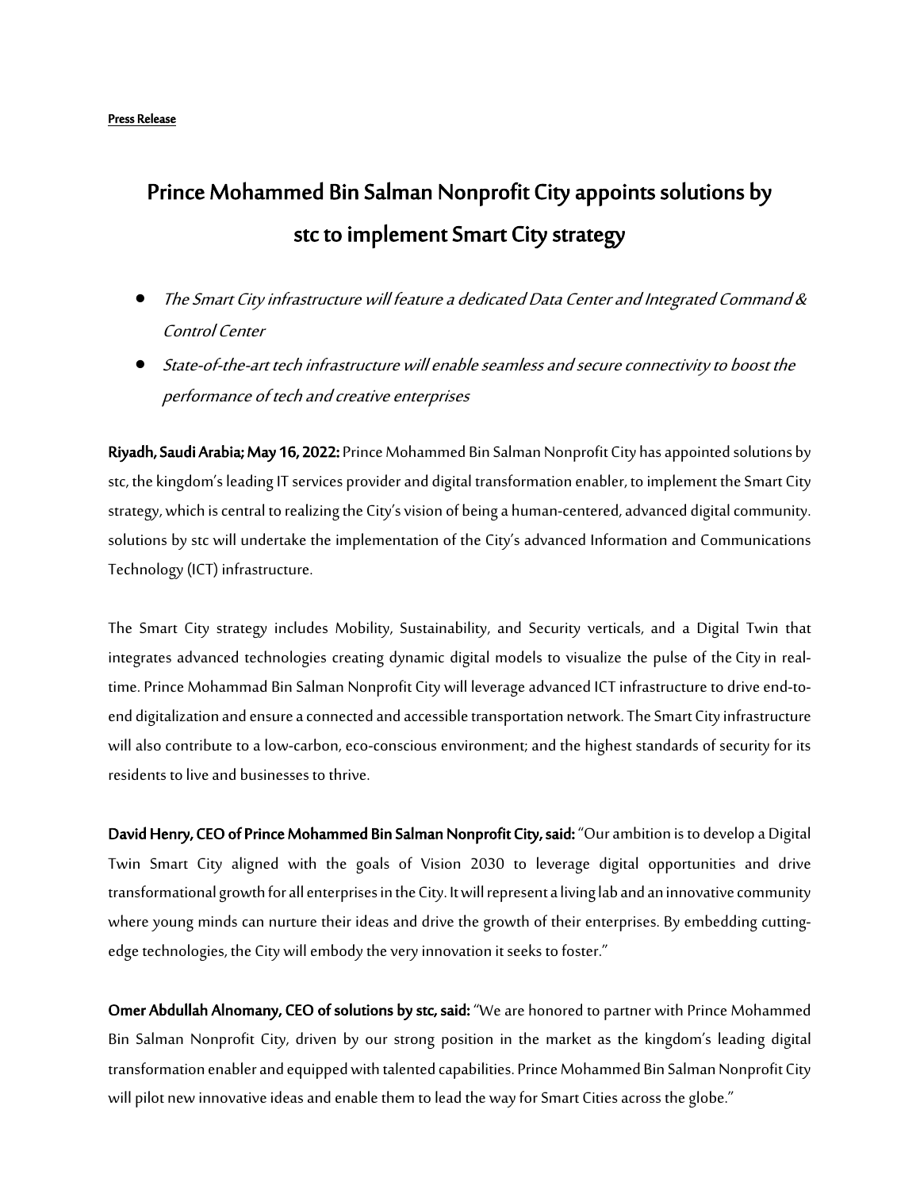**Press Release**

# Prince Mohammed Bin Salman Nonprofit City appoints solutions by stc to implement Smart City strategy

- *The Smart City infrastructure will feature a dedicated Data Center and Integrated Command & Control Center*
- *State-of-the-art tech infrastructure will enable seamless and secure connectivity to boost the performance of tech and creative enterprises*

**Riyadh, Saudi Arabia; May 16, 2022:** Prince Mohammed Bin Salman Nonprofit City has appointed solutions by stc, the kingdom's leading IT services provider and digital transformation enabler, to implement the Smart City strategy, which is central to realizing the City's vision of being a human-centered, advanced digital community. solutions by stc will undertake the implementation of the City's advanced Information and Communications Technology (ICT) infrastructure.

The Smart City strategy includes Mobility, Sustainability, and Security verticals, and a Digital Twin that integrates advanced technologies creating dynamic digital models to visualize the pulse of the City in real-time. Prince Mohammad Bin Salman Nonprofit City will leverage advanced ICT infrastructure to drive end-to-end digitalization and ensure a connected and accessible transportation network. The Smart City infrastructure will also contribute to a low-carbon, eco-conscious environment; and the highest standards of security for its residents to live and businesses to thrive.

**David Henry, CEO of Prince Mohammed Bin Salman Nonprofit City, said:** "Our ambition is to develop a Digital Twin Smart City aligned with the goals of Vision 2030 to leverage digital opportunities and drive transformational growth for all enterprises in the City. It will represent a living lab and an innovative community where young minds can nurture their ideas and drive the growth of their enterprises. By embedding cutting-edge technologies, the City will embody the very innovation it seeks to foster."

**Omer Abdullah Alnomany, CEO of solutions by stc, said:** "We are honored to partner with Prince Mohammed Bin Salman Nonprofit City, driven by our strong position in the market as the kingdom's leading digital transformation enabler and equipped with talented capabilities. Prince Mohammed Bin Salman Nonprofit City will pilot new innovative ideas and enable them to lead the way for Smart Cities across the globe."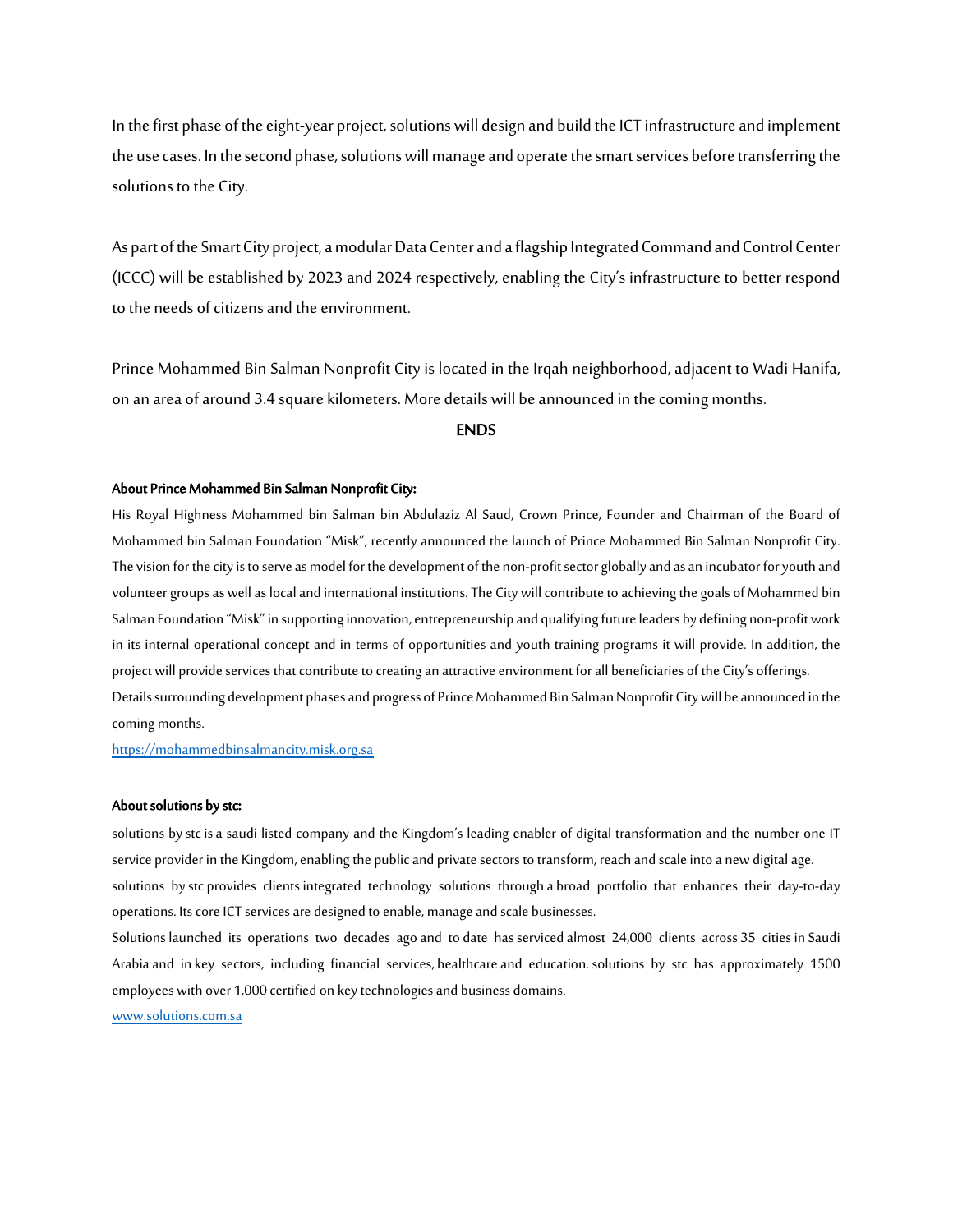In the first phase of the eight-year project, solutions will design and build the ICT infrastructure and implement the use cases. In the second phase, solutions will manage and operate the smart services before transferring the solutions to the City.

As part of the Smart City project, a modular Data Center and a flagship Integrated Command and Control Center (ICCC) will be established by 2023 and 2024 respectively, enabling the City's infrastructure to better respond to the needs of citizens and the environment.

Prince Mohammed Bin Salman Nonprofit City is located in the Irqah neighborhood, adjacent to Wadi Hanifa, on an area of around 3.4 square kilometers. More details will be announced in the coming months.

**ENDS**

**About Prince Mohammed Bin Salman Nonprofit City:**

His Royal Highness Mohammed bin Salman bin Abdulaziz Al Saud, Crown Prince, Founder and Chairman of the Board of Mohammed bin Salman Foundation "Misk", recently announced the launch of Prince Mohammed Bin Salman Nonprofit City. The vision for the city is to serve as model for the development of the non-profit sector globally and as an incubator for youth and volunteer groups as well as local and international institutions. The City will contribute to achieving the goals of Mohammed bin Salman Foundation "Misk" in supporting innovation, entrepreneurship and qualifying future leaders by defining non-profit work in its internal operational concept and in terms of opportunities and youth training programs it will provide. In addition, the project will provide services that contribute to creating an attractive environment for all beneficiaries of the City's offerings.

Details surrounding development phases and progress of Prince Mohammed Bin Salman Nonprofit City will be announced in the coming months.

https://mohammedbinsalmancity.misk.org.sa

**About solutions by stc:**

solutions by stc is a saudi listed company and the Kingdom's leading enabler of digital transformation and the number one IT service provider in the Kingdom, enabling the public and private sectors to transform, reach and scale into a new digital age.

solutions by stc provides clients integrated technology solutions through a broad portfolio that enhances their day-to-day operations. Its core ICT services are designed to enable, manage and scale businesses.

Solutions launched its operations two decades ago and to date has serviced almost 24,000 clients across 35 cities in Saudi Arabia and in key sectors, including financial services, healthcare and education. solutions by stc has approximately 1500 employees with over 1,000 certified on key technologies and business domains.

www.solutions.com.sa